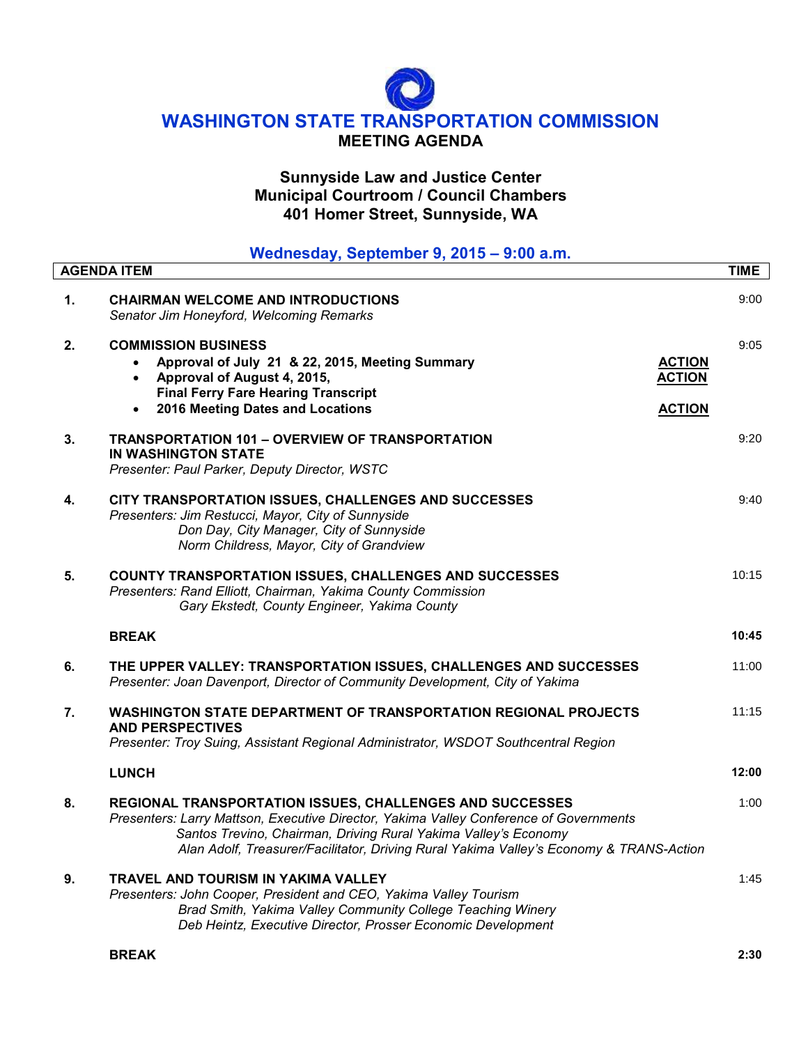# WASHINGTON STATE TRANSPORTATION COMMISSION

## MEETING AGENDA

### Sunnyside Law and Justice Center
### Municipal Courtroom / Council Chambers
### 401 Homer Street, Sunnyside, WA

### Wednesday, September 9, 2015 – 9:00 a.m.

| | AGENDA ITEM | | TIME |
|---|---|---|---|
| **1.** | **CHAIRMAN WELCOME AND INTRODUCTIONS**<br>*Senator Jim Honeyford, Welcoming Remarks* | | 9:00 |
| **2.** | **COMMISSION BUSINESS** | | 9:05 |
| | • **Approval of July 21 & 22, 2015, Meeting Summary** | **ACTION** | |
| | • **Approval of August 4, 2015, Final Ferry Fare Hearing Transcript** | **ACTION** | |
| | • **2016 Meeting Dates and Locations** | **ACTION** | |
| **3.** | **TRANSPORTATION 101 – OVERVIEW OF TRANSPORTATION IN WASHINGTON STATE**<br>*Presenter: Paul Parker, Deputy Director, WSTC* | | 9:20 |
| **4.** | **CITY TRANSPORTATION ISSUES, CHALLENGES AND SUCCESSES**<br>*Presenters: Jim Restucci, Mayor, City of Sunnyside*<br>*Don Day, City Manager, City of Sunnyside*<br>*Norm Childress, Mayor, City of Grandview* | | 9:40 |
| **5.** | **COUNTY TRANSPORTATION ISSUES, CHALLENGES AND SUCCESSES**<br>*Presenters: Rand Elliott, Chairman, Yakima County Commission*<br>*Gary Ekstedt, County Engineer, Yakima County* | | 10:15 |
| | **BREAK** | | **10:45** |
| **6.** | **THE UPPER VALLEY: TRANSPORTATION ISSUES, CHALLENGES AND SUCCESSES**<br>*Presenter: Joan Davenport, Director of Community Development, City of Yakima* | | 11:00 |
| **7.** | **WASHINGTON STATE DEPARTMENT OF TRANSPORTATION REGIONAL PROJECTS AND PERSPECTIVES**<br>*Presenter: Troy Suing, Assistant Regional Administrator, WSDOT Southcentral Region* | | 11:15 |
| | **LUNCH** | | **12:00** |
| **8.** | **REGIONAL TRANSPORTATION ISSUES, CHALLENGES AND SUCCESSES**<br>*Presenters: Larry Mattson, Executive Director, Yakima Valley Conference of Governments*<br>*Santos Trevino, Chairman, Driving Rural Yakima Valley's Economy*<br>*Alan Adolf, Treasurer/Facilitator, Driving Rural Yakima Valley's Economy & TRANS-Action* | | 1:00 |
| **9.** | **TRAVEL AND TOURISM IN YAKIMA VALLEY**<br>*Presenters: John Cooper, President and CEO, Yakima Valley Tourism*<br>*Brad Smith, Yakima Valley Community College Teaching Winery*<br>*Deb Heintz, Executive Director, Prosser Economic Development* | | 1:45 |
| | **BREAK** | | **2:30** |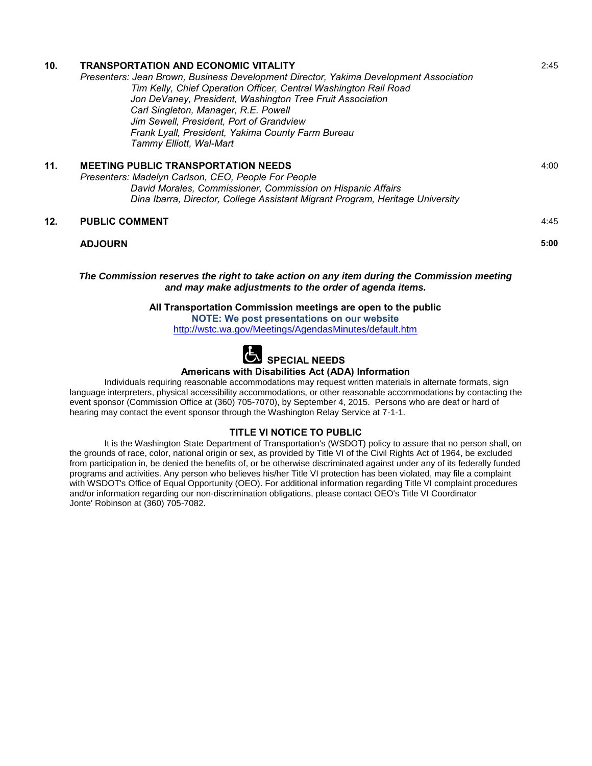**10. TRANSPORTATION AND ECONOMIC VITALITY** 2:45

*Presenters: Jean Brown, Business Development Director, Yakima Development Association*
*Tim Kelly, Chief Operation Officer, Central Washington Rail Road*
*Jon DeVaney, President, Washington Tree Fruit Association*
*Carl Singleton, Manager, R.E. Powell*
*Jim Sewell, President, Port of Grandview*
*Frank Lyall, President, Yakima County Farm Bureau*
*Tammy Elliott, Wal-Mart*

**11. MEETING PUBLIC TRANSPORTATION NEEDS** 4:00

*Presenters: Madelyn Carlson, CEO, People For People*
*David Morales, Commissioner, Commission on Hispanic Affairs*
*Dina Ibarra, Director, College Assistant Migrant Program, Heritage University*

**12. PUBLIC COMMENT** 4:45

**ADJOURN** **5:00**

***The Commission reserves the right to take action on any item during the Commission meeting and may make adjustments to the order of agenda items.***

**All Transportation Commission meetings are open to the public**

**NOTE: We post presentations on our website**

http://wstc.wa.gov/Meetings/AgendasMinutes/default.htm

## SPECIAL NEEDS

### Americans with Disabilities Act (ADA) Information

Individuals requiring reasonable accommodations may request written materials in alternate formats, sign language interpreters, physical accessibility accommodations, or other reasonable accommodations by contacting the event sponsor (Commission Office at (360) 705-7070), by September 4, 2015. Persons who are deaf or hard of hearing may contact the event sponsor through the Washington Relay Service at 7-1-1.

### TITLE VI NOTICE TO PUBLIC

It is the Washington State Department of Transportation's (WSDOT) policy to assure that no person shall, on the grounds of race, color, national origin or sex, as provided by Title VI of the Civil Rights Act of 1964, be excluded from participation in, be denied the benefits of, or be otherwise discriminated against under any of its federally funded programs and activities. Any person who believes his/her Title VI protection has been violated, may file a complaint with WSDOT's Office of Equal Opportunity (OEO). For additional information regarding Title VI complaint procedures and/or information regarding our non-discrimination obligations, please contact OEO's Title VI Coordinator Jonte' Robinson at (360) 705-7082.